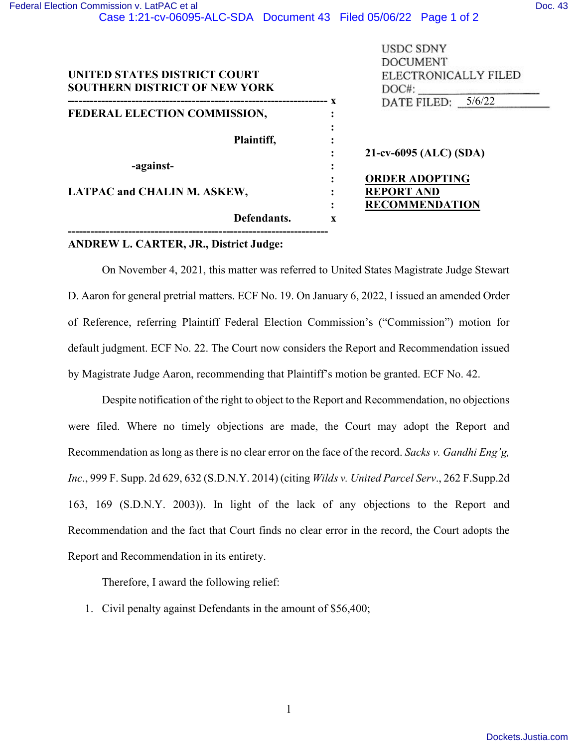USDC SDNY
DOCUMENT
ELECTRONICALLY FILED
DOC#: 
DATE FILED: 5/6/22

**UNITED STATES DISTRICT COURT**
**SOUTHERN DISTRICT OF NEW YORK**

---

**FEDERAL ELECTION COMMISSION,**

**Plaintiff,**

**-against-**

**LATPAC and CHALIN M. ASKEW,**

**Defendants.**

---

**21-cv-6095 (ALC) (SDA)**

**ORDER ADOPTING REPORT AND RECOMMENDATION**

**ANDREW L. CARTER, JR., District Judge:**

On November 4, 2021, this matter was referred to United States Magistrate Judge Stewart D. Aaron for general pretrial matters. ECF No. 19. On January 6, 2022, I issued an amended Order of Reference, referring Plaintiff Federal Election Commission's ("Commission") motion for default judgment. ECF No. 22. The Court now considers the Report and Recommendation issued by Magistrate Judge Aaron, recommending that Plaintiff's motion be granted. ECF No. 42.

Despite notification of the right to object to the Report and Recommendation, no objections were filed. Where no timely objections are made, the Court may adopt the Report and Recommendation as long as there is no clear error on the face of the record. *Sacks v. Gandhi Eng'g, Inc*., 999 F. Supp. 2d 629, 632 (S.D.N.Y. 2014) (citing *Wilds v. United Parcel Serv*., 262 F.Supp.2d 163, 169 (S.D.N.Y. 2003)). In light of the lack of any objections to the Report and Recommendation and the fact that Court finds no clear error in the record, the Court adopts the Report and Recommendation in its entirety.

Therefore, I award the following relief:

1. Civil penalty against Defendants in the amount of $56,400;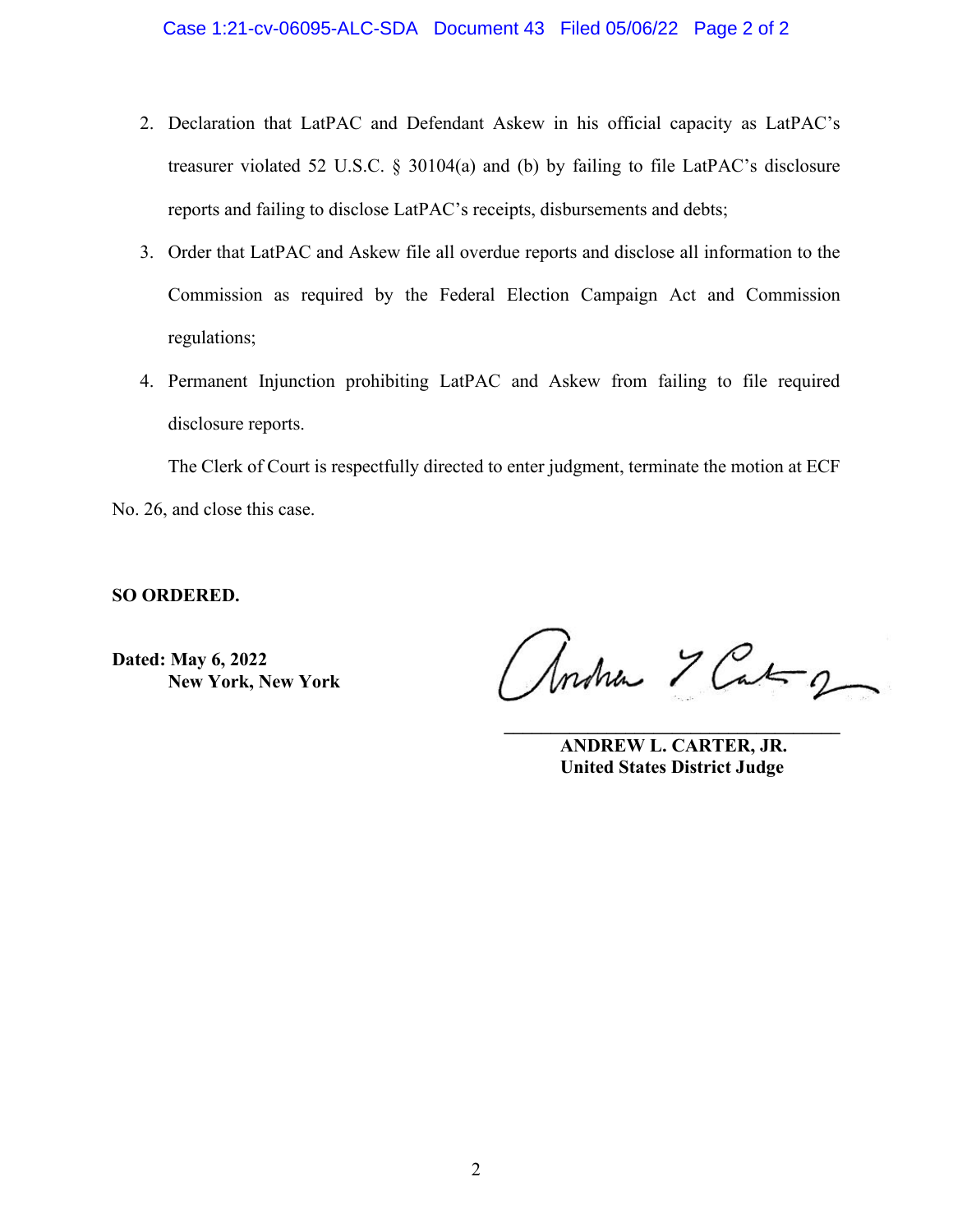2. Declaration that LatPAC and Defendant Askew in his official capacity as LatPAC's treasurer violated 52 U.S.C. § 30104(a) and (b) by failing to file LatPAC's disclosure reports and failing to disclose LatPAC's receipts, disbursements and debts;
3. Order that LatPAC and Askew file all overdue reports and disclose all information to the Commission as required by the Federal Election Campaign Act and Commission regulations;
4. Permanent Injunction prohibiting LatPAC and Askew from failing to file required disclosure reports.

The Clerk of Court is respectfully directed to enter judgment, terminate the motion at ECF No. 26, and close this case.

**SO ORDERED.**

**Dated: May 6, 2022**
**New York, New York**

**ANDREW L. CARTER, JR.**
**United States District Judge**